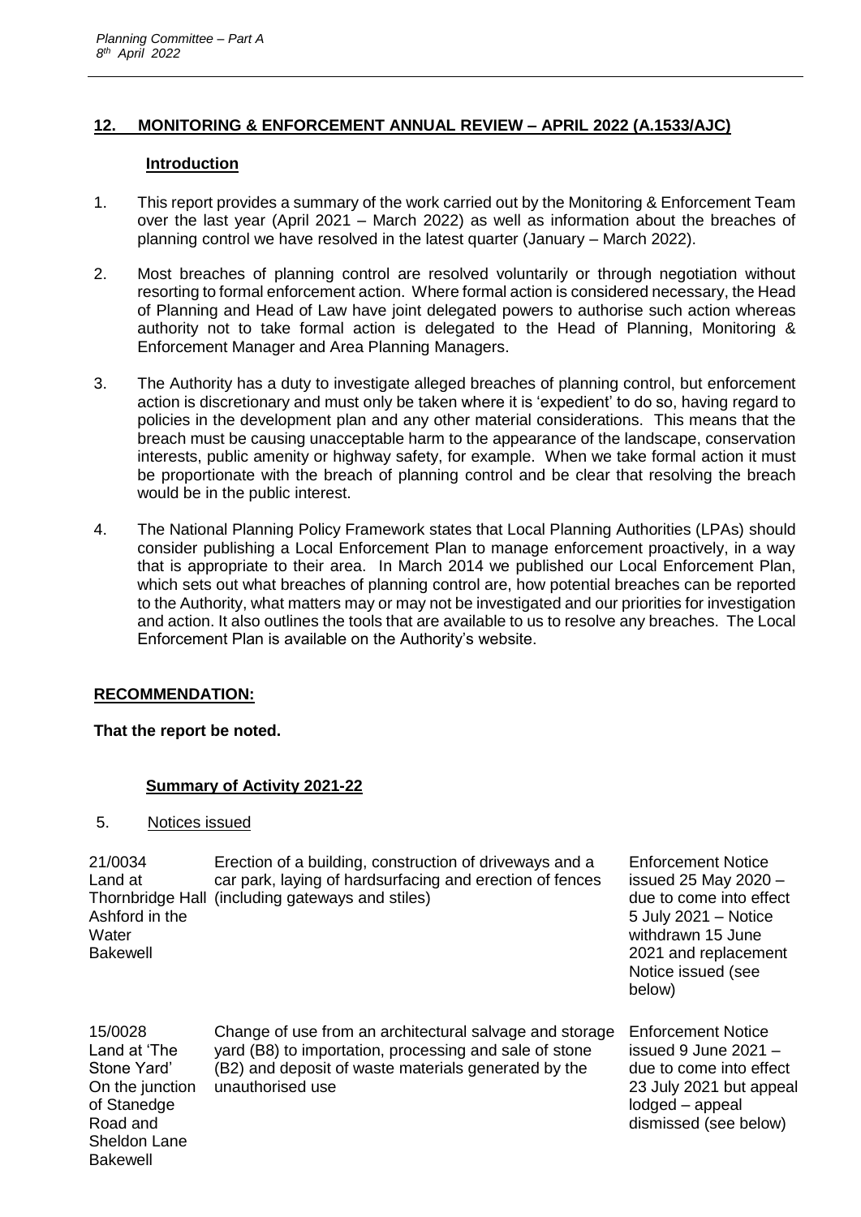## 12. MONITORING & ENFORCEMENT ANNUAL REVIEW – APRIL 2022 (A.1533/AJC)

### Introduction

1. This report provides a summary of the work carried out by the Monitoring & Enforcement Team over the last year (April 2021 – March 2022) as well as information about the breaches of planning control we have resolved in the latest quarter (January – March 2022).

2. Most breaches of planning control are resolved voluntarily or through negotiation without resorting to formal enforcement action. Where formal action is considered necessary, the Head of Planning and Head of Law have joint delegated powers to authorise such action whereas authority not to take formal action is delegated to the Head of Planning, Monitoring & Enforcement Manager and Area Planning Managers.

3. The Authority has a duty to investigate alleged breaches of planning control, but enforcement action is discretionary and must only be taken where it is 'expedient' to do so, having regard to policies in the development plan and any other material considerations. This means that the breach must be causing unacceptable harm to the appearance of the landscape, conservation interests, public amenity or highway safety, for example. When we take formal action it must be proportionate with the breach of planning control and be clear that resolving the breach would be in the public interest.

4. The National Planning Policy Framework states that Local Planning Authorities (LPAs) should consider publishing a Local Enforcement Plan to manage enforcement proactively, in a way that is appropriate to their area. In March 2014 we published our Local Enforcement Plan, which sets out what breaches of planning control are, how potential breaches can be reported to the Authority, what matters may or may not be investigated and our priorities for investigation and action. It also outlines the tools that are available to us to resolve any breaches. The Local Enforcement Plan is available on the Authority's website.

### RECOMMENDATION:

**That the report be noted.**

### Summary of Activity 2021-22

5. Notices issued

| | | |
|---|---|---|
| 21/0034 Land at Thornbridge Hall Ashford in the Water Bakewell | Erection of a building, construction of driveways and a car park, laying of hardsurfacing and erection of fences (including gateways and stiles) | Enforcement Notice issued 25 May 2020 – due to come into effect 5 July 2021 – Notice withdrawn 15 June 2021 and replacement Notice issued (see below) |
| 15/0028 Land at 'The Stone Yard' On the junction of Stanedge Road and Sheldon Lane Bakewell | Change of use from an architectural salvage and storage yard (B8) to importation, processing and sale of stone (B2) and deposit of waste materials generated by the unauthorised use | Enforcement Notice issued 9 June 2021 – due to come into effect 23 July 2021 but appeal lodged – appeal dismissed (see below) |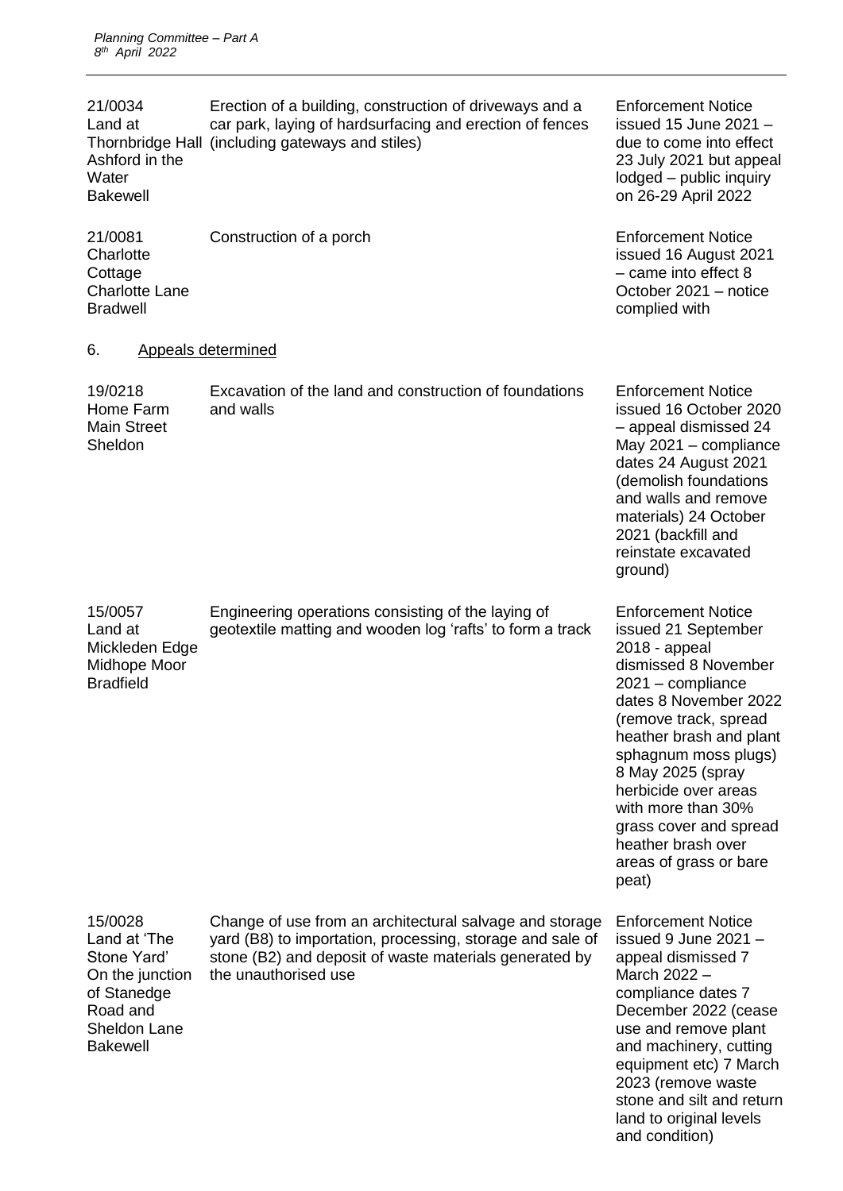| | | |
|---|---|---|
| 21/0034 Land at Thornbridge Hall Ashford in the Water Bakewell | Erection of a building, construction of driveways and a car park, laying of hardsurfacing and erection of fences (including gateways and stiles) | Enforcement Notice issued 15 June 2021 – due to come into effect 23 July 2021 but appeal lodged – public inquiry on 26-29 April 2022 |
| 21/0081 Charlotte Cottage Charlotte Lane Bradwell | Construction of a porch | Enforcement Notice issued 16 August 2021 – came into effect 8 October 2021 – notice complied with |

6. <u>Appeals determined</u>

| | | |
|---|---|---|
| 19/0218 Home Farm Main Street Sheldon | Excavation of the land and construction of foundations and walls | Enforcement Notice issued 16 October 2020 – appeal dismissed 24 May 2021 – compliance dates 24 August 2021 (demolish foundations and walls and remove materials) 24 October 2021 (backfill and reinstate excavated ground) |
| 15/0057 Land at Mickleden Edge Midhope Moor Bradfield | Engineering operations consisting of the laying of geotextile matting and wooden log 'rafts' to form a track | Enforcement Notice issued 21 September 2018 - appeal dismissed 8 November 2021 – compliance dates 8 November 2022 (remove track, spread heather brash and plant sphagnum moss plugs) 8 May 2025 (spray herbicide over areas with more than 30% grass cover and spread heather brash over areas of grass or bare peat) |
| 15/0028 Land at 'The Stone Yard' On the junction of Stanedge Road and Sheldon Lane Bakewell | Change of use from an architectural salvage and storage yard (B8) to importation, processing, storage and sale of stone (B2) and deposit of waste materials generated by the unauthorised use | Enforcement Notice issued 9 June 2021 – appeal dismissed 7 March 2022 – compliance dates 7 December 2022 (cease use and remove plant and machinery, cutting equipment etc) 7 March 2023 (remove waste stone and silt and return land to original levels and condition) |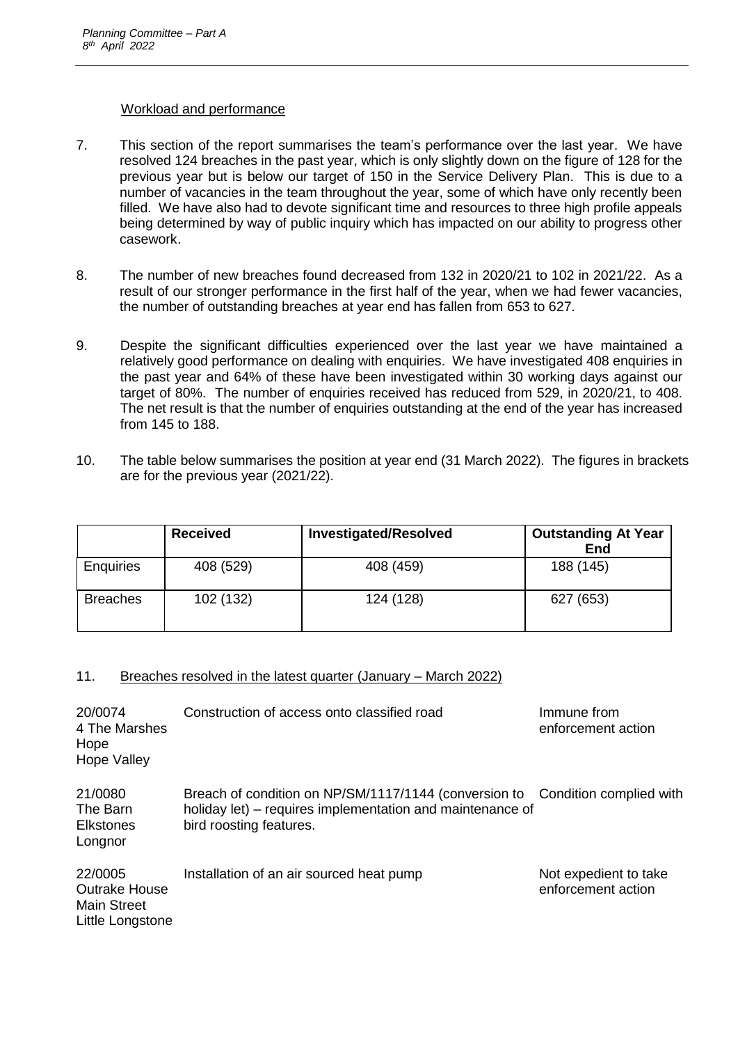Workload and performance

7. This section of the report summarises the team's performance over the last year. We have resolved 124 breaches in the past year, which is only slightly down on the figure of 128 for the previous year but is below our target of 150 in the Service Delivery Plan. This is due to a number of vacancies in the team throughout the year, some of which have only recently been filled. We have also had to devote significant time and resources to three high profile appeals being determined by way of public inquiry which has impacted on our ability to progress other casework.

8. The number of new breaches found decreased from 132 in 2020/21 to 102 in 2021/22. As a result of our stronger performance in the first half of the year, when we had fewer vacancies, the number of outstanding breaches at year end has fallen from 653 to 627.

9. Despite the significant difficulties experienced over the last year we have maintained a relatively good performance on dealing with enquiries. We have investigated 408 enquiries in the past year and 64% of these have been investigated within 30 working days against our target of 80%. The number of enquiries received has reduced from 529, in 2020/21, to 408. The net result is that the number of enquiries outstanding at the end of the year has increased from 145 to 188.

10. The table below summarises the position at year end (31 March 2022). The figures in brackets are for the previous year (2021/22).

| | **Received** | **Investigated/Resolved** | **Outstanding At Year End** |
|---|---|---|---|
| Enquiries | 408 (529) | 408 (459) | 188 (145) |
| Breaches | 102 (132) | 124 (128) | 627 (653) |

11. Breaches resolved in the latest quarter (January – March 2022)

| | | |
|---|---|---|
| 20/0074 4 The Marshes Hope Hope Valley | Construction of access onto classified road | Immune from enforcement action |
| 21/0080 The Barn Elkstones Longnor | Breach of condition on NP/SM/1117/1144 (conversion to holiday let) – requires implementation and maintenance of bird roosting features. | Condition complied with |
| 22/0005 Outrake House Main Street Little Longstone | Installation of an air sourced heat pump | Not expedient to take enforcement action |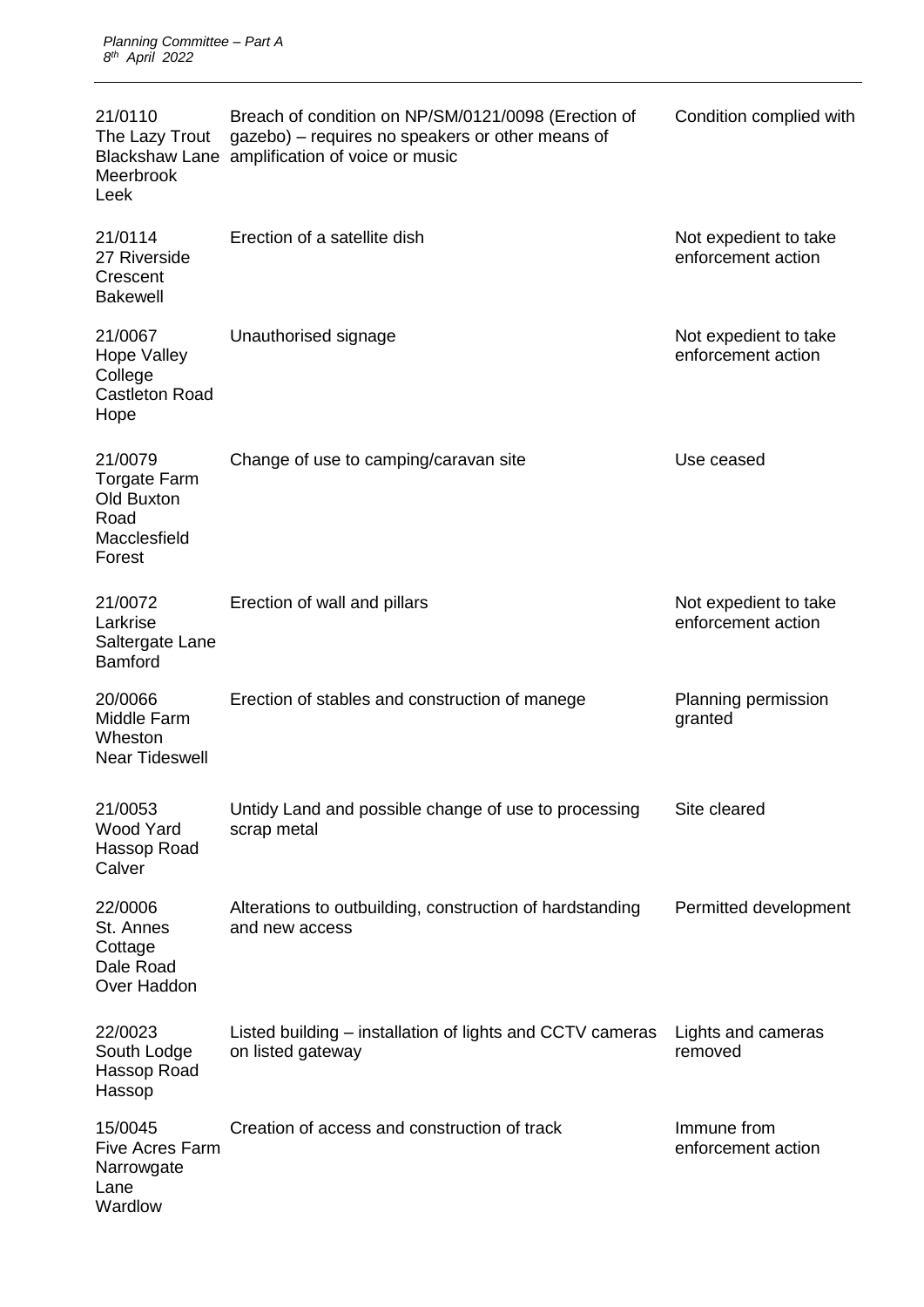| | | |
|---|---|---|
| 21/0110<br>The Lazy Trout<br>Blackshaw Lane<br>Meerbrook<br>Leek | Breach of condition on NP/SM/0121/0098 (Erection of gazebo) – requires no speakers or other means of amplification of voice or music | Condition complied with |
| 21/0114<br>27 Riverside Crescent<br>Bakewell | Erection of a satellite dish | Not expedient to take enforcement action |
| 21/0067<br>Hope Valley College<br>Castleton Road<br>Hope | Unauthorised signage | Not expedient to take enforcement action |
| 21/0079<br>Torgate Farm<br>Old Buxton Road<br>Macclesfield Forest | Change of use to camping/caravan site | Use ceased |
| 21/0072<br>Larkrise<br>Saltergate Lane<br>Bamford | Erection of wall and pillars | Not expedient to take enforcement action |
| 20/0066<br>Middle Farm<br>Wheston<br>Near Tideswell | Erection of stables and construction of manege | Planning permission granted |
| 21/0053<br>Wood Yard<br>Hassop Road<br>Calver | Untidy Land and possible change of use to processing scrap metal | Site cleared |
| 22/0006<br>St. Annes Cottage<br>Dale Road<br>Over Haddon | Alterations to outbuilding, construction of hardstanding and new access | Permitted development |
| 22/0023<br>South Lodge<br>Hassop Road<br>Hassop | Listed building – installation of lights and CCTV cameras on listed gateway | Lights and cameras removed |
| 15/0045<br>Five Acres Farm<br>Narrowgate Lane<br>Wardlow | Creation of access and construction of track | Immune from enforcement action |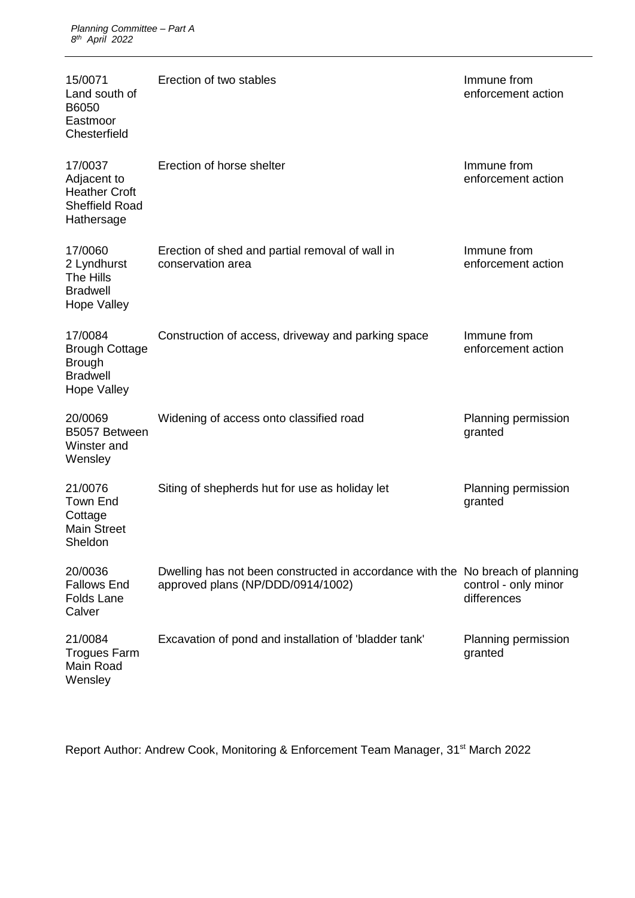| | | |
|---|---|---|
| 15/0071<br>Land south of B6050<br>Eastmoor<br>Chesterfield | Erection of two stables | Immune from enforcement action |
| 17/0037<br>Adjacent to Heather Croft<br>Sheffield Road<br>Hathersage | Erection of horse shelter | Immune from enforcement action |
| 17/0060<br>2 Lyndhurst<br>The Hills<br>Bradwell<br>Hope Valley | Erection of shed and partial removal of wall in conservation area | Immune from enforcement action |
| 17/0084<br>Brough Cottage<br>Brough<br>Bradwell<br>Hope Valley | Construction of access, driveway and parking space | Immune from enforcement action |
| 20/0069<br>B5057 Between Winster and Wensley | Widening of access onto classified road | Planning permission granted |
| 21/0076<br>Town End Cottage<br>Main Street<br>Sheldon | Siting of shepherds hut for use as holiday let | Planning permission granted |
| 20/0036<br>Fallows End<br>Folds Lane<br>Calver | Dwelling has not been constructed in accordance with the approved plans (NP/DDD/0914/1002) | No breach of planning control - only minor differences |
| 21/0084<br>Trogues Farm<br>Main Road<br>Wensley | Excavation of pond and installation of 'bladder tank' | Planning permission granted |

Report Author: Andrew Cook, Monitoring & Enforcement Team Manager, 31st March 2022